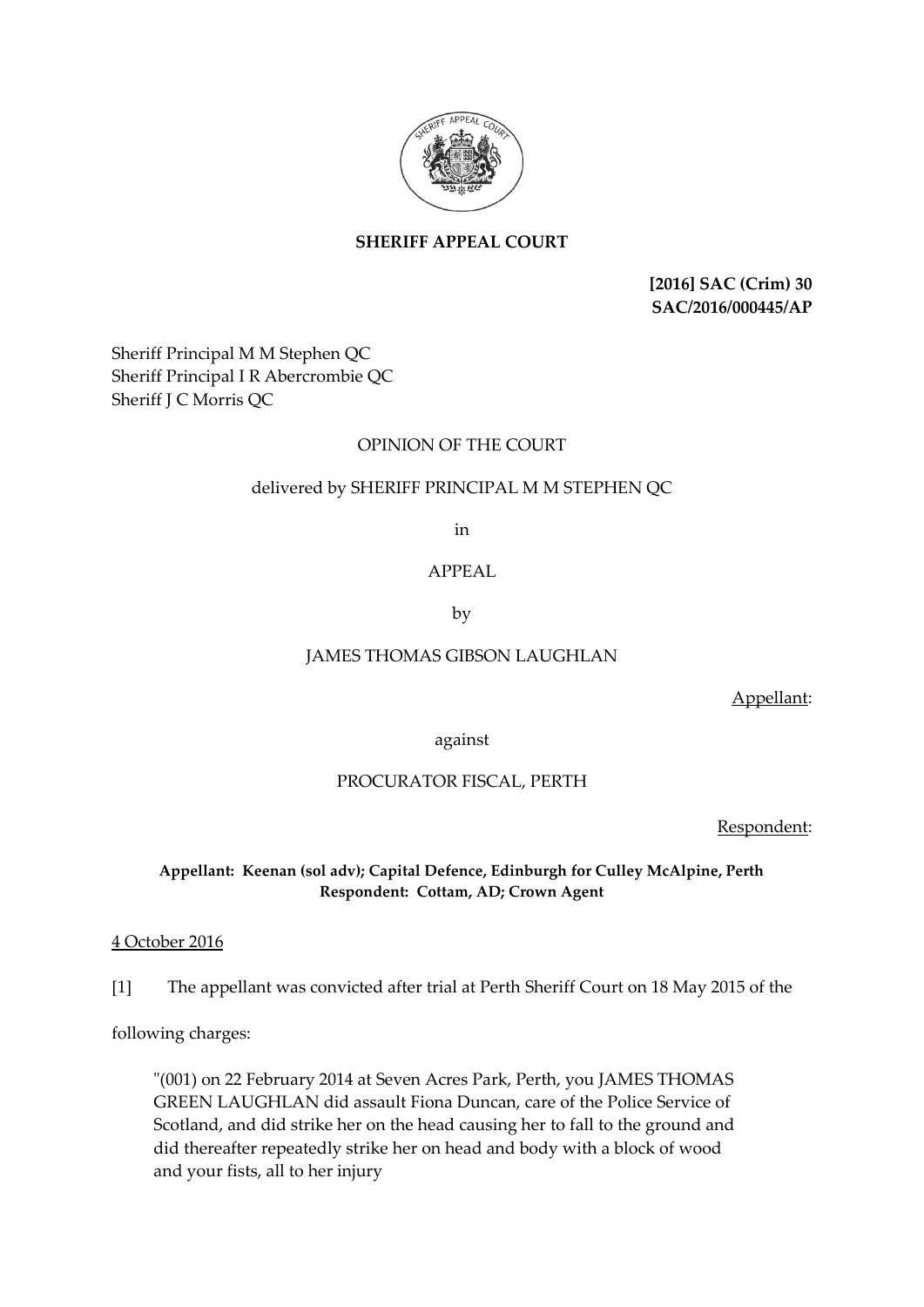**SHERIFF APPEAL COURT**

**[2016] SAC (Crim) 30**
**SAC/2016/000445/AP**

Sheriff Principal M M Stephen QC
Sheriff Principal I R Abercrombie QC
Sheriff J C Morris QC

OPINION OF THE COURT

delivered by SHERIFF PRINCIPAL M M STEPHEN QC

in

APPEAL

by

JAMES THOMAS GIBSON LAUGHLAN

Appellant:

against

PROCURATOR FISCAL, PERTH

Respondent:

**Appellant: Keenan (sol adv); Capital Defence, Edinburgh for Culley McAlpine, Perth**
**Respondent: Cottam, AD; Crown Agent**

4 October 2016

[1] The appellant was convicted after trial at Perth Sheriff Court on 18 May 2015 of the following charges:

> "(001) on 22 February 2014 at Seven Acres Park, Perth, you JAMES THOMAS GREEN LAUGHLAN did assault Fiona Duncan, care of the Police Service of Scotland, and did strike her on the head causing her to fall to the ground and did thereafter repeatedly strike her on head and body with a block of wood and your fists, all to her injury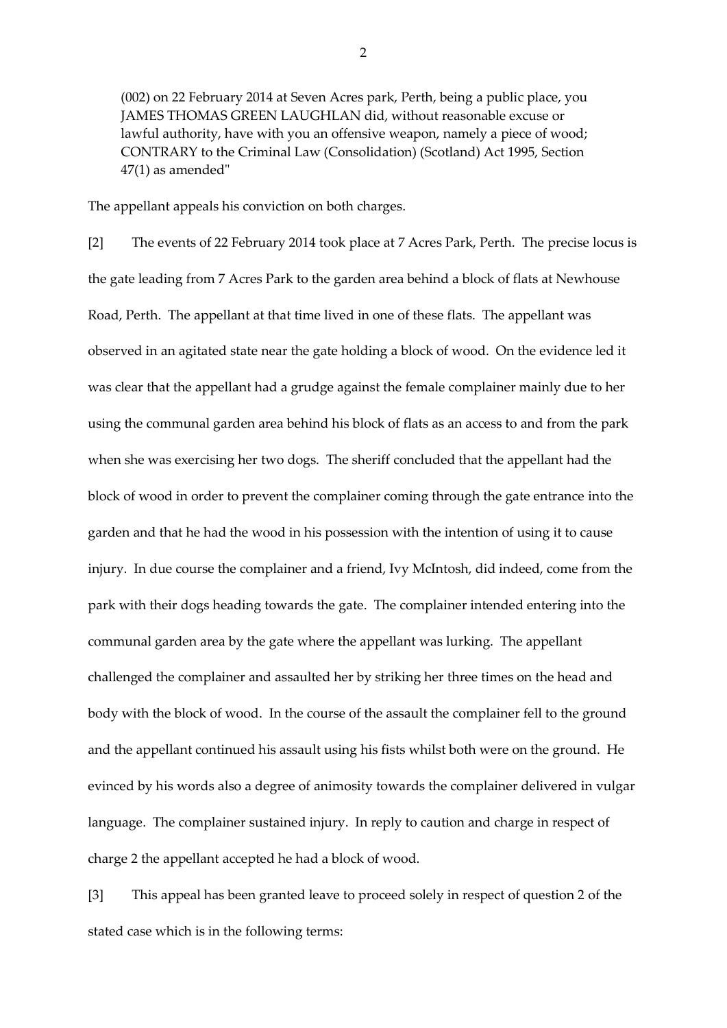(002) on 22 February 2014 at Seven Acres park, Perth, being a public place, you JAMES THOMAS GREEN LAUGHLAN did, without reasonable excuse or lawful authority, have with you an offensive weapon, namely a piece of wood; CONTRARY to the Criminal Law (Consolidation) (Scotland) Act 1995, Section 47(1) as amended"

The appellant appeals his conviction on both charges.

[2] The events of 22 February 2014 took place at 7 Acres Park, Perth. The precise locus is the gate leading from 7 Acres Park to the garden area behind a block of flats at Newhouse Road, Perth. The appellant at that time lived in one of these flats. The appellant was observed in an agitated state near the gate holding a block of wood. On the evidence led it was clear that the appellant had a grudge against the female complainer mainly due to her using the communal garden area behind his block of flats as an access to and from the park when she was exercising her two dogs. The sheriff concluded that the appellant had the block of wood in order to prevent the complainer coming through the gate entrance into the garden and that he had the wood in his possession with the intention of using it to cause injury. In due course the complainer and a friend, Ivy McIntosh, did indeed, come from the park with their dogs heading towards the gate. The complainer intended entering into the communal garden area by the gate where the appellant was lurking. The appellant challenged the complainer and assaulted her by striking her three times on the head and body with the block of wood. In the course of the assault the complainer fell to the ground and the appellant continued his assault using his fists whilst both were on the ground. He evinced by his words also a degree of animosity towards the complainer delivered in vulgar language. The complainer sustained injury. In reply to caution and charge in respect of charge 2 the appellant accepted he had a block of wood.

[3] This appeal has been granted leave to proceed solely in respect of question 2 of the stated case which is in the following terms: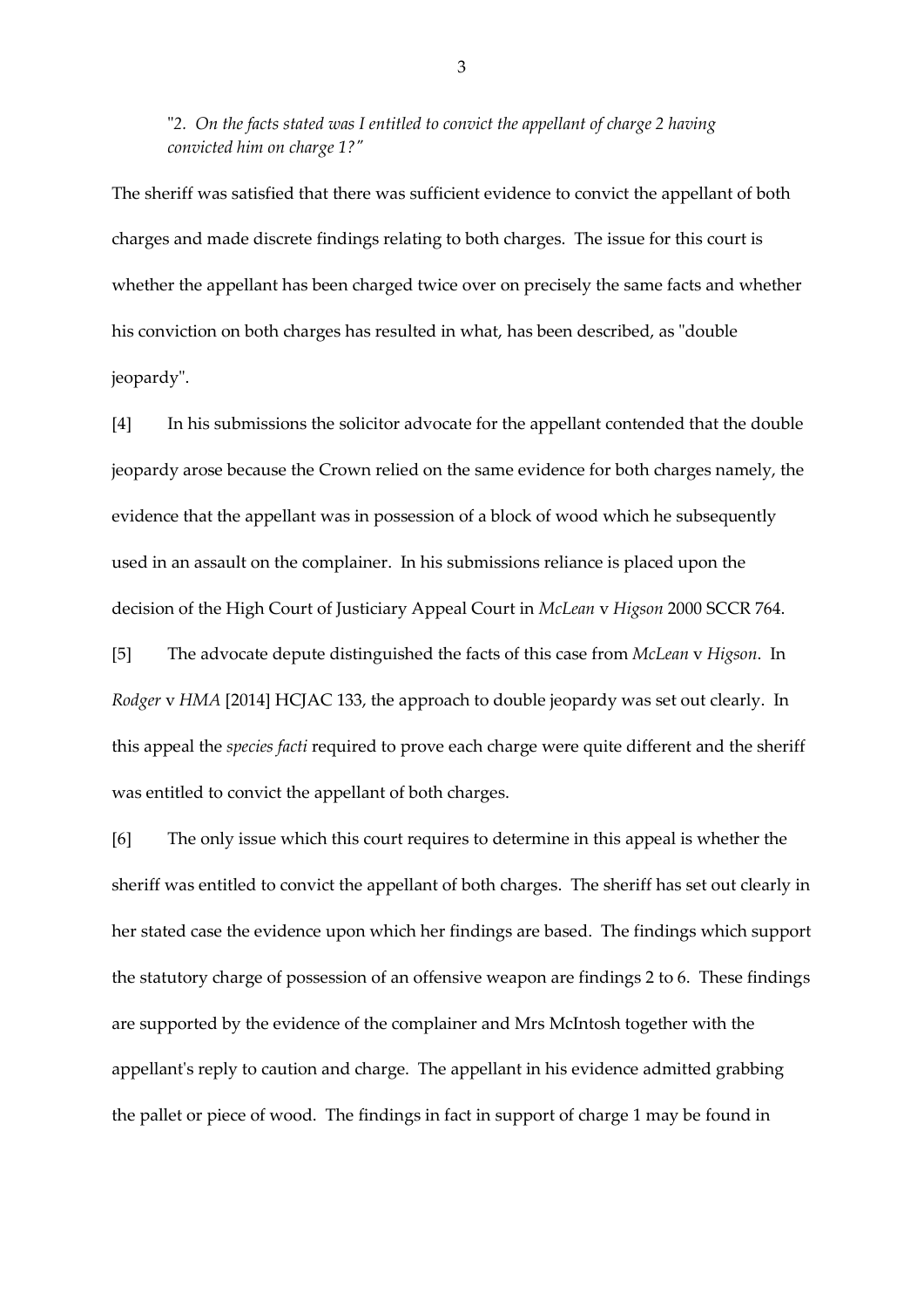"2. *On the facts stated was I entitled to convict the appellant of charge 2 having convicted him on charge 1?"*

The sheriff was satisfied that there was sufficient evidence to convict the appellant of both charges and made discrete findings relating to both charges. The issue for this court is whether the appellant has been charged twice over on precisely the same facts and whether his conviction on both charges has resulted in what, has been described, as "double jeopardy".

[4] In his submissions the solicitor advocate for the appellant contended that the double jeopardy arose because the Crown relied on the same evidence for both charges namely, the evidence that the appellant was in possession of a block of wood which he subsequently used in an assault on the complainer. In his submissions reliance is placed upon the decision of the High Court of Justiciary Appeal Court in *McLean* v *Higson* 2000 SCCR 764.

[5] The advocate depute distinguished the facts of this case from *McLean* v *Higson*. In *Rodger* v *HMA* [2014] HCJAC 133, the approach to double jeopardy was set out clearly. In this appeal the *species facti* required to prove each charge were quite different and the sheriff was entitled to convict the appellant of both charges.

[6] The only issue which this court requires to determine in this appeal is whether the sheriff was entitled to convict the appellant of both charges. The sheriff has set out clearly in her stated case the evidence upon which her findings are based. The findings which support the statutory charge of possession of an offensive weapon are findings 2 to 6. These findings are supported by the evidence of the complainer and Mrs McIntosh together with the appellant's reply to caution and charge. The appellant in his evidence admitted grabbing the pallet or piece of wood. The findings in fact in support of charge 1 may be found in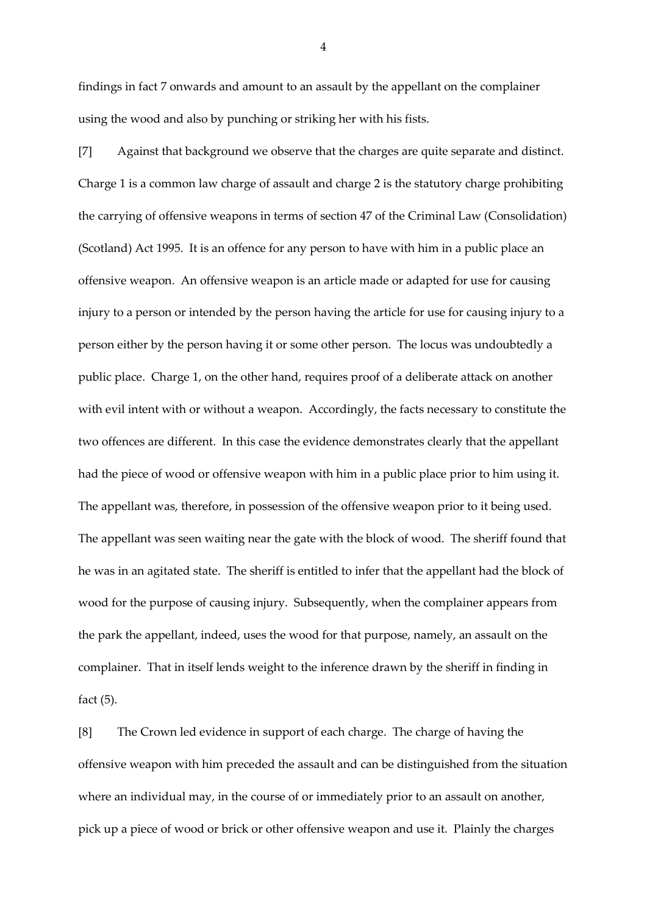findings in fact 7 onwards and amount to an assault by the appellant on the complainer using the wood and also by punching or striking her with his fists.

[7] Against that background we observe that the charges are quite separate and distinct. Charge 1 is a common law charge of assault and charge 2 is the statutory charge prohibiting the carrying of offensive weapons in terms of section 47 of the Criminal Law (Consolidation) (Scotland) Act 1995. It is an offence for any person to have with him in a public place an offensive weapon. An offensive weapon is an article made or adapted for use for causing injury to a person or intended by the person having the article for use for causing injury to a person either by the person having it or some other person. The locus was undoubtedly a public place. Charge 1, on the other hand, requires proof of a deliberate attack on another with evil intent with or without a weapon. Accordingly, the facts necessary to constitute the two offences are different. In this case the evidence demonstrates clearly that the appellant had the piece of wood or offensive weapon with him in a public place prior to him using it. The appellant was, therefore, in possession of the offensive weapon prior to it being used. The appellant was seen waiting near the gate with the block of wood. The sheriff found that he was in an agitated state. The sheriff is entitled to infer that the appellant had the block of wood for the purpose of causing injury. Subsequently, when the complainer appears from the park the appellant, indeed, uses the wood for that purpose, namely, an assault on the complainer. That in itself lends weight to the inference drawn by the sheriff in finding in fact (5).

[8] The Crown led evidence in support of each charge. The charge of having the offensive weapon with him preceded the assault and can be distinguished from the situation where an individual may, in the course of or immediately prior to an assault on another, pick up a piece of wood or brick or other offensive weapon and use it. Plainly the charges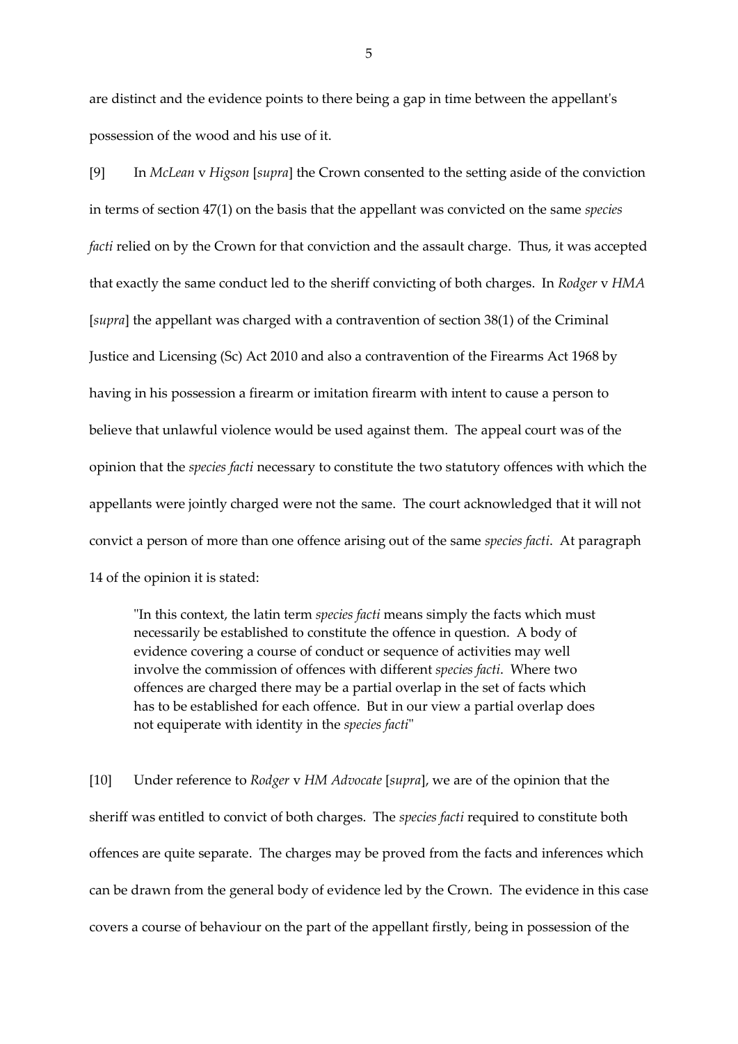are distinct and the evidence points to there being a gap in time between the appellant's possession of the wood and his use of it.

[9] In *McLean* v *Higson* [*supra*] the Crown consented to the setting aside of the conviction in terms of section 47(1) on the basis that the appellant was convicted on the same *species facti* relied on by the Crown for that conviction and the assault charge. Thus, it was accepted that exactly the same conduct led to the sheriff convicting of both charges. In *Rodger* v *HMA* [*supra*] the appellant was charged with a contravention of section 38(1) of the Criminal Justice and Licensing (Sc) Act 2010 and also a contravention of the Firearms Act 1968 by having in his possession a firearm or imitation firearm with intent to cause a person to believe that unlawful violence would be used against them. The appeal court was of the opinion that the *species facti* necessary to constitute the two statutory offences with which the appellants were jointly charged were not the same. The court acknowledged that it will not convict a person of more than one offence arising out of the same *species facti*. At paragraph 14 of the opinion it is stated:

> "In this context, the latin term *species facti* means simply the facts which must necessarily be established to constitute the offence in question. A body of evidence covering a course of conduct or sequence of activities may well involve the commission of offences with different *species facti*. Where two offences are charged there may be a partial overlap in the set of facts which has to be established for each offence. But in our view a partial overlap does not equiperate with identity in the *species facti*"

[10] Under reference to *Rodger* v *HM Advocate* [*supra*], we are of the opinion that the sheriff was entitled to convict of both charges. The *species facti* required to constitute both offences are quite separate. The charges may be proved from the facts and inferences which can be drawn from the general body of evidence led by the Crown. The evidence in this case covers a course of behaviour on the part of the appellant firstly, being in possession of the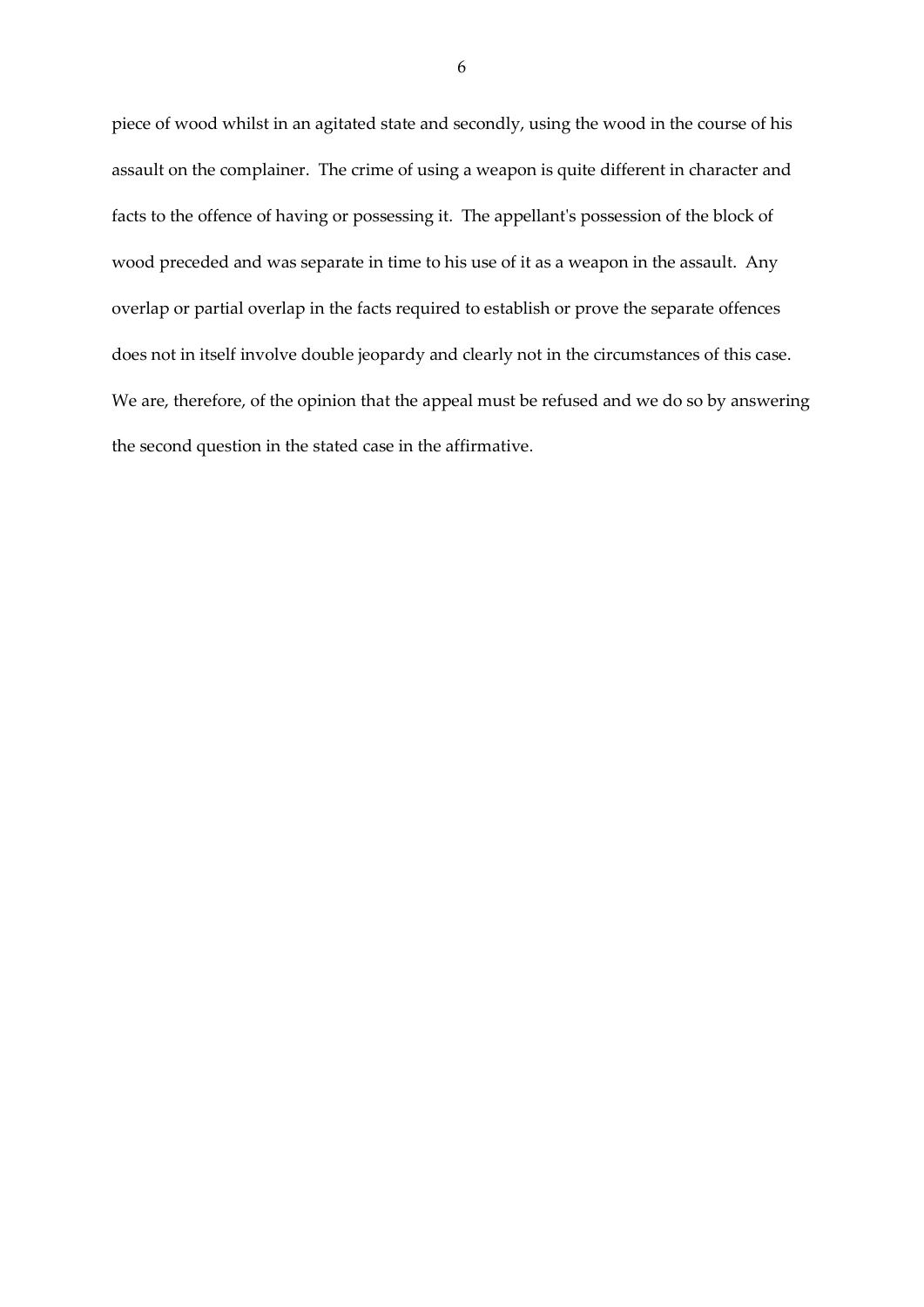piece of wood whilst in an agitated state and secondly, using the wood in the course of his assault on the complainer. The crime of using a weapon is quite different in character and facts to the offence of having or possessing it. The appellant's possession of the block of wood preceded and was separate in time to his use of it as a weapon in the assault. Any overlap or partial overlap in the facts required to establish or prove the separate offences does not in itself involve double jeopardy and clearly not in the circumstances of this case. We are, therefore, of the opinion that the appeal must be refused and we do so by answering the second question in the stated case in the affirmative.